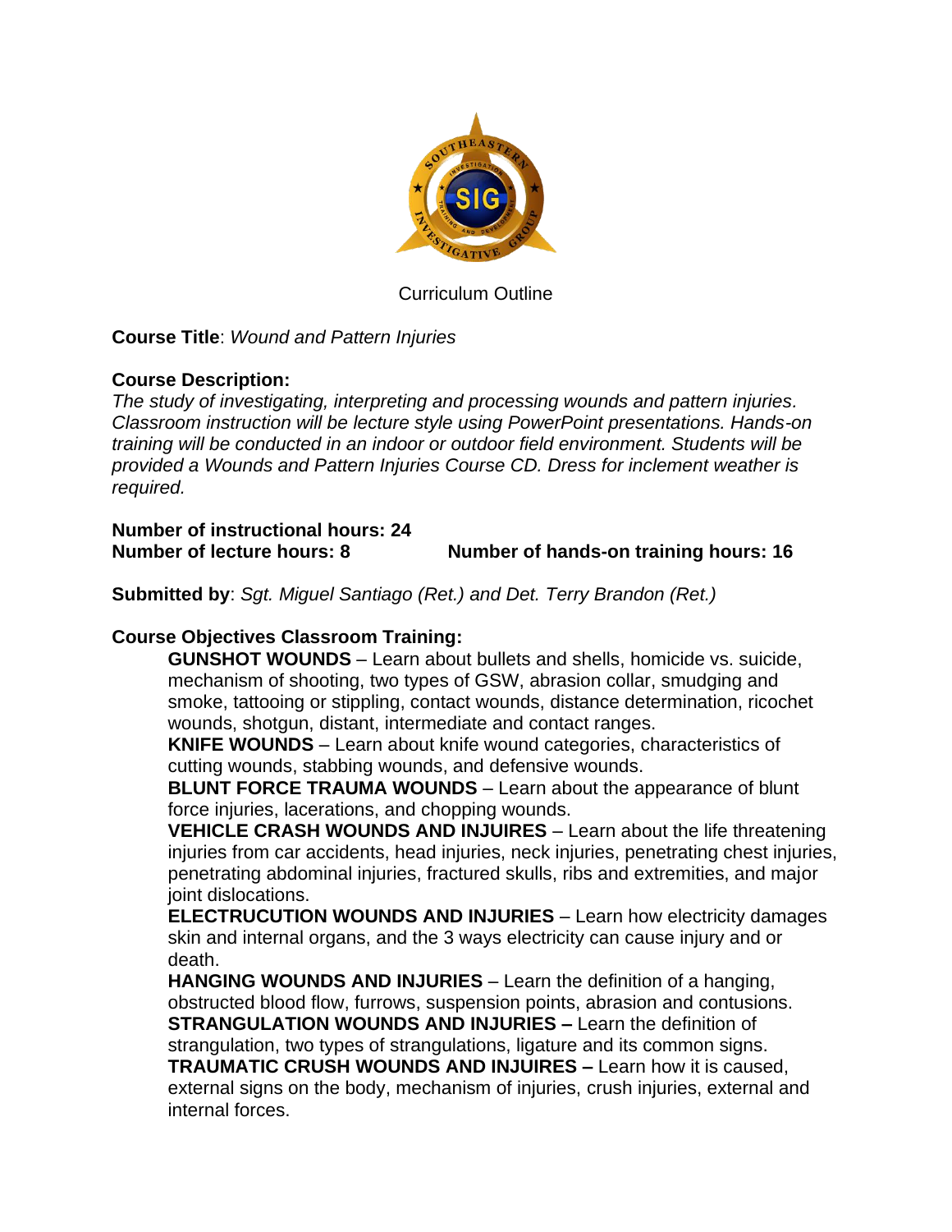Curriculum Outline

**Course Title**: *Wound and Pattern Injuries*

**Course Description:**
*The study of investigating, interpreting and processing wounds and pattern injuries. Classroom instruction will be lecture style using PowerPoint presentations. Hands-on training will be conducted in an indoor or outdoor field environment. Students will be provided a Wounds and Pattern Injuries Course CD. Dress for inclement weather is required.*

**Number of instructional hours: 24**
**Number of lecture hours: 8** **Number of hands-on training hours: 16**

**Submitted by**: *Sgt. Miguel Santiago (Ret.) and Det. Terry Brandon (Ret.)*

**Course Objectives Classroom Training:**

**GUNSHOT WOUNDS** – Learn about bullets and shells, homicide vs. suicide, mechanism of shooting, two types of GSW, abrasion collar, smudging and smoke, tattooing or stippling, contact wounds, distance determination, ricochet wounds, shotgun, distant, intermediate and contact ranges.
**KNIFE WOUNDS** – Learn about knife wound categories, characteristics of cutting wounds, stabbing wounds, and defensive wounds.
**BLUNT FORCE TRAUMA WOUNDS** – Learn about the appearance of blunt force injuries, lacerations, and chopping wounds.
**VEHICLE CRASH WOUNDS AND INJUIRES** – Learn about the life threatening injuries from car accidents, head injuries, neck injuries, penetrating chest injuries, penetrating abdominal injuries, fractured skulls, ribs and extremities, and major joint dislocations.
**ELECTRUCUTION WOUNDS AND INJURIES** – Learn how electricity damages skin and internal organs, and the 3 ways electricity can cause injury and or death.
**HANGING WOUNDS AND INJURIES** – Learn the definition of a hanging, obstructed blood flow, furrows, suspension points, abrasion and contusions.
**STRANGULATION WOUNDS AND INJURIES –** Learn the definition of strangulation, two types of strangulations, ligature and its common signs.
**TRAUMATIC CRUSH WOUNDS AND INJUIRES –** Learn how it is caused, external signs on the body, mechanism of injuries, crush injuries, external and internal forces.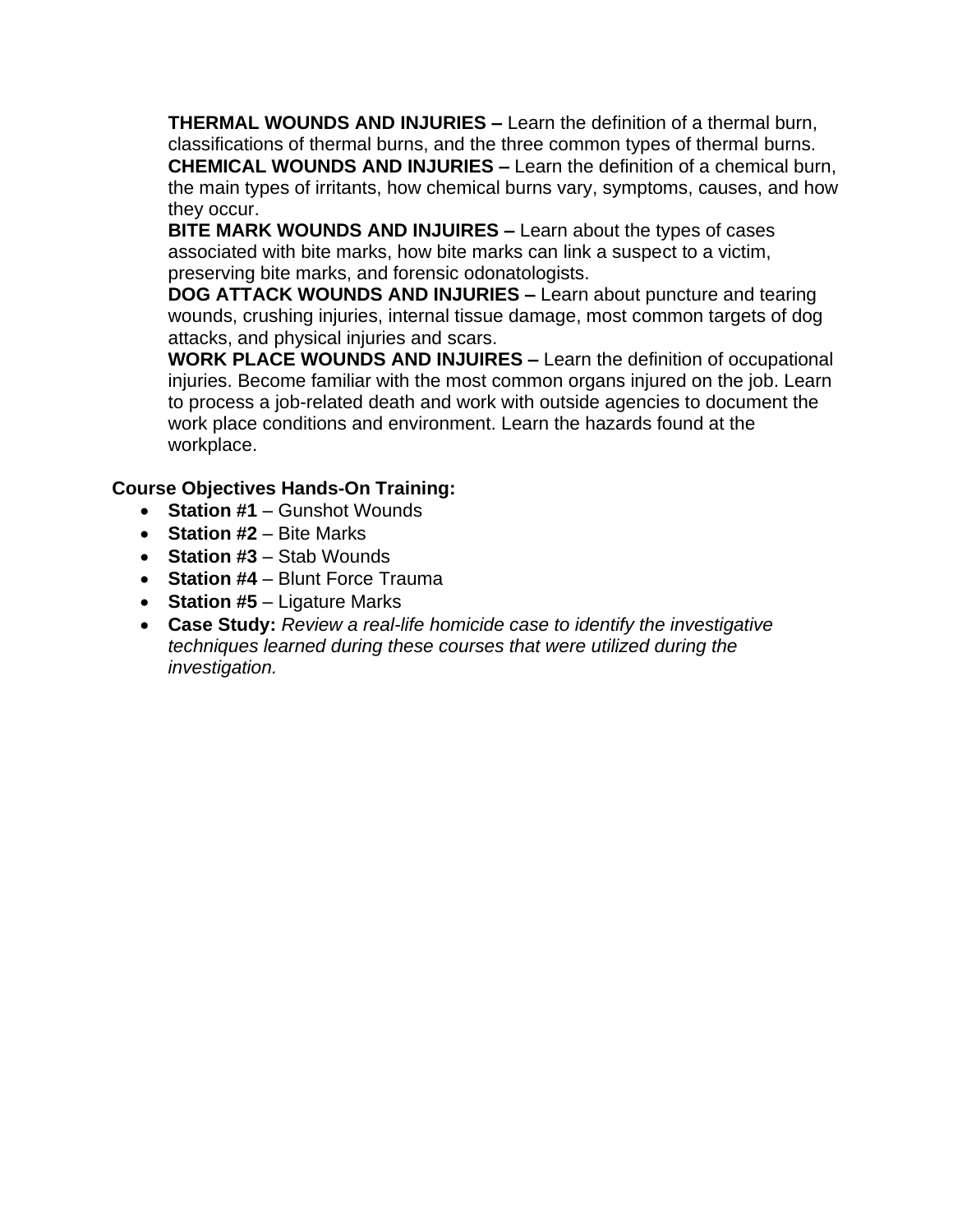**THERMAL WOUNDS AND INJURIES –** Learn the definition of a thermal burn, classifications of thermal burns, and the three common types of thermal burns.
**CHEMICAL WOUNDS AND INJURIES –** Learn the definition of a chemical burn, the main types of irritants, how chemical burns vary, symptoms, causes, and how they occur.
**BITE MARK WOUNDS AND INJUIRES –** Learn about the types of cases associated with bite marks, how bite marks can link a suspect to a victim, preserving bite marks, and forensic odonatologists.
**DOG ATTACK WOUNDS AND INJURIES –** Learn about puncture and tearing wounds, crushing injuries, internal tissue damage, most common targets of dog attacks, and physical injuries and scars.
**WORK PLACE WOUNDS AND INJUIRES –** Learn the definition of occupational injuries. Become familiar with the most common organs injured on the job. Learn to process a job-related death and work with outside agencies to document the work place conditions and environment. Learn the hazards found at the workplace.

**Course Objectives Hands-On Training:**

- **Station #1** – Gunshot Wounds
- **Station #2** – Bite Marks
- **Station #3** – Stab Wounds
- **Station #4** – Blunt Force Trauma
- **Station #5** – Ligature Marks
- **Case Study:** *Review a real-life homicide case to identify the investigative techniques learned during these courses that were utilized during the investigation.*